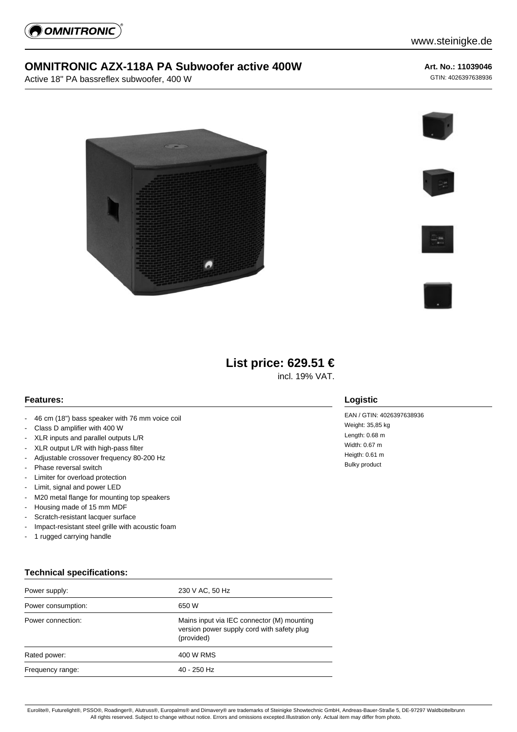# OMNITRONIC AZX-118A PA Subwoofer active 400W

Active 18" PA bassreflex subwoofer, 400 W

**Art. No.: 11039046**

GTIN: 4026397638936

**List price: 629.51 €**

incl. 19% VAT.

## Features:

- 46 cm (18") bass speaker with 76 mm voice coil
- Class D amplifier with 400 W
- XLR inputs and parallel outputs L/R
- XLR output L/R with high-pass filter
- Adjustable crossover frequency 80-200 Hz
- Phase reversal switch
- Limiter for overload protection
- Limit, signal and power LED
- M20 metal flange for mounting top speakers
- Housing made of 15 mm MDF
- Scratch-resistant lacquer surface
- Impact-resistant steel grille with acoustic foam
- 1 rugged carrying handle

## Logistic

EAN / GTIN: 4026397638936
Weight: 35,85 kg
Length: 0.68 m
Width: 0.67 m
Heigth: 0.61 m
Bulky product

## Technical specifications:

| | |
|---|---|
| Power supply: | 230 V AC, 50 Hz |
| Power consumption: | 650 W |
| Power connection: | Mains input via IEC connector (M) mounting version power supply cord with safety plug (provided) |
| Rated power: | 400 W RMS |
| Frequency range: | 40 - 250 Hz |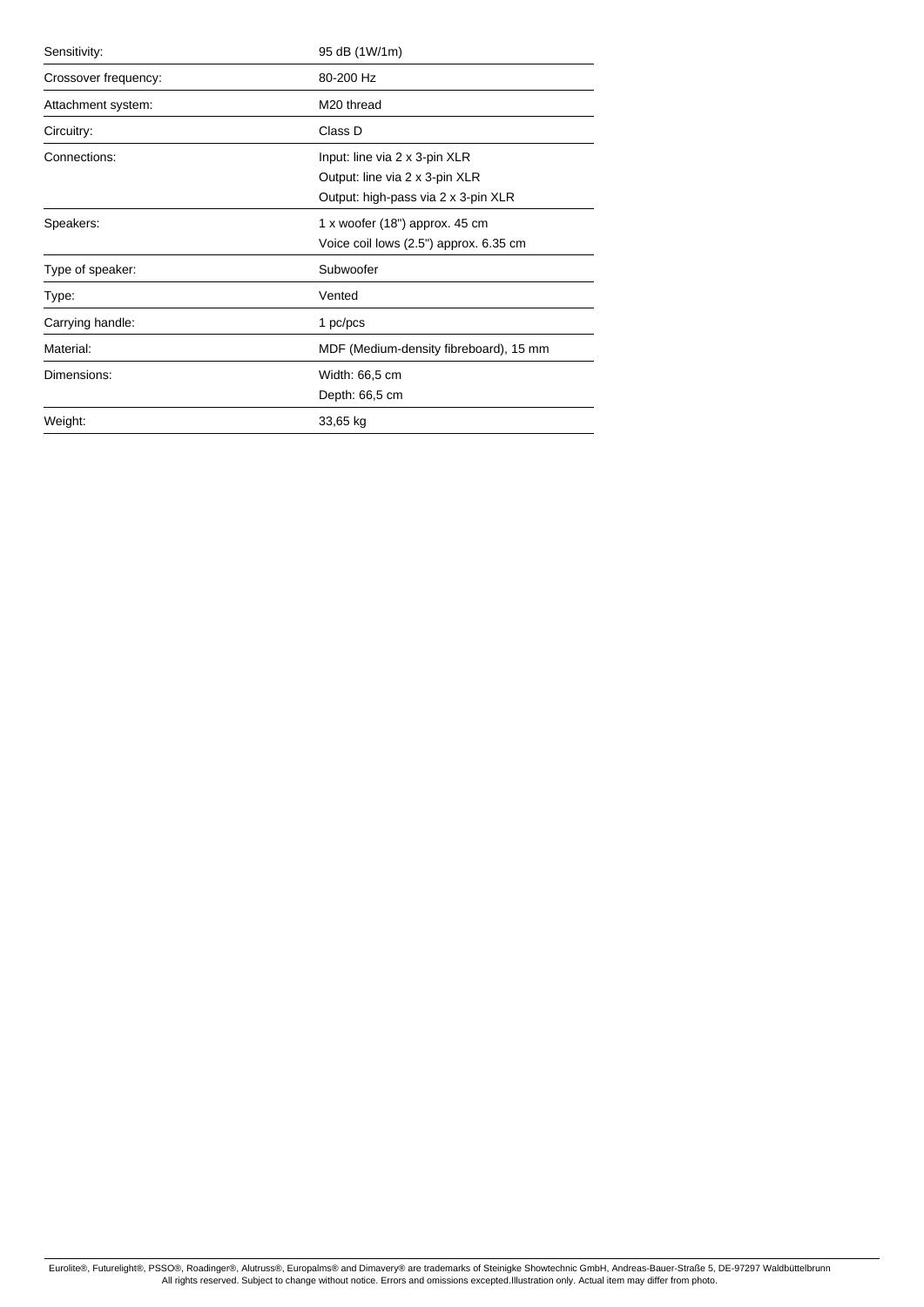| | |
|---|---|
| Sensitivity: | 95 dB (1W/1m) |
| Crossover frequency: | 80-200 Hz |
| Attachment system: | M20 thread |
| Circuitry: | Class D |
| Connections: | Input: line via 2 x 3-pin XLR<br>Output: line via 2 x 3-pin XLR<br>Output: high-pass via 2 x 3-pin XLR |
| Speakers: | 1 x woofer (18") approx. 45 cm<br>Voice coil lows (2.5") approx. 6.35 cm |
| Type of speaker: | Subwoofer |
| Type: | Vented |
| Carrying handle: | 1 pc/pcs |
| Material: | MDF (Medium-density fibreboard), 15 mm |
| Dimensions: | Width: 66,5 cm<br>Depth: 66,5 cm |
| Weight: | 33,65 kg |

Eurolite®, Futurelight®, PSSO®, Roadinger®, Alutruss®, Europalms® and Dimavery® are trademarks of Steinigke Showtechnic GmbH, Andreas-Bauer-Straße 5, DE-97297 Waldbüttelbrunn
All rights reserved. Subject to change without notice. Errors and omissions excepted.Illustration only. Actual item may differ from photo.